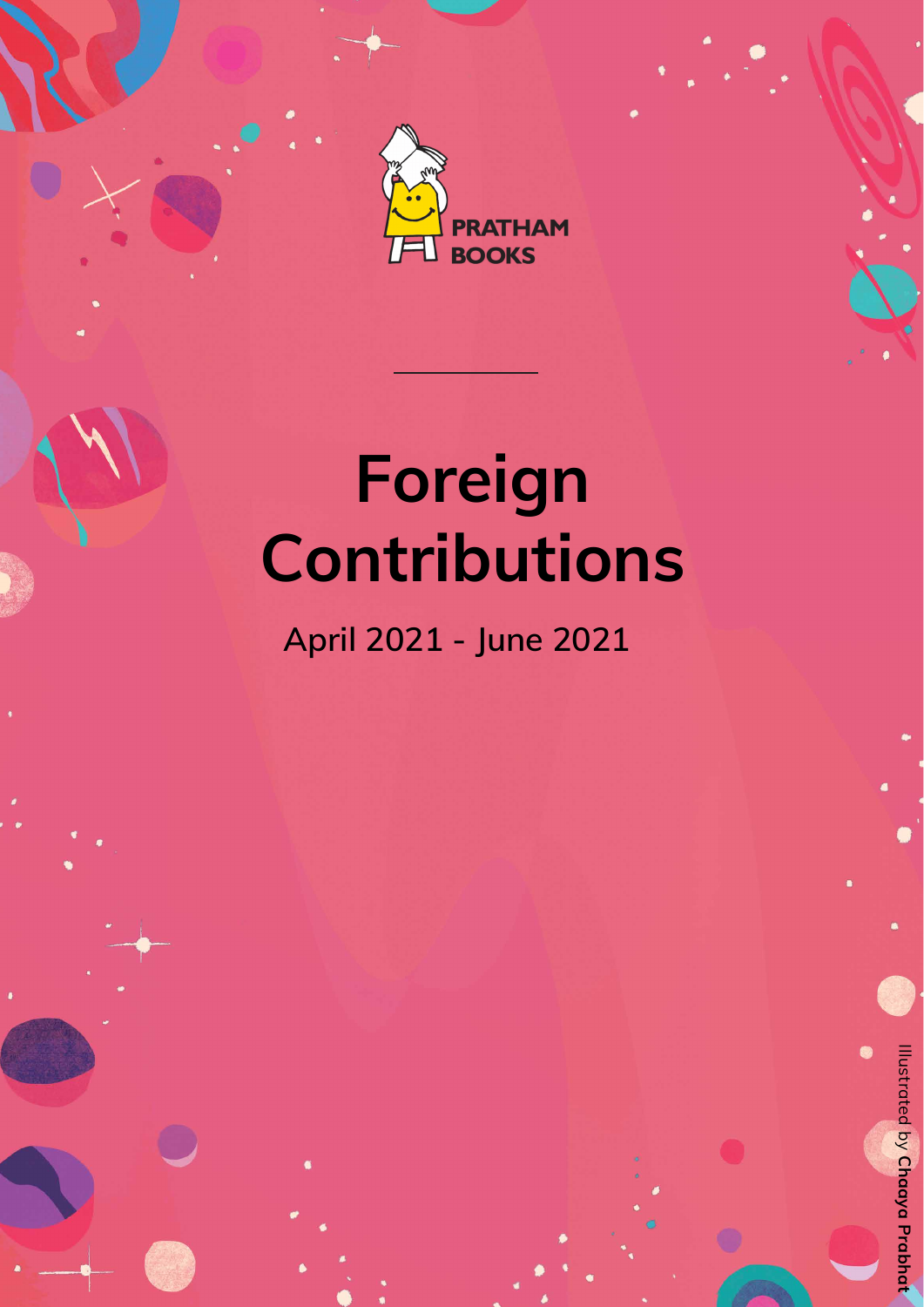PRATHAM BOOKS

# Foreign Contributions

April 2021 - June 2021

Illustrated by **Chaaya Prabhat**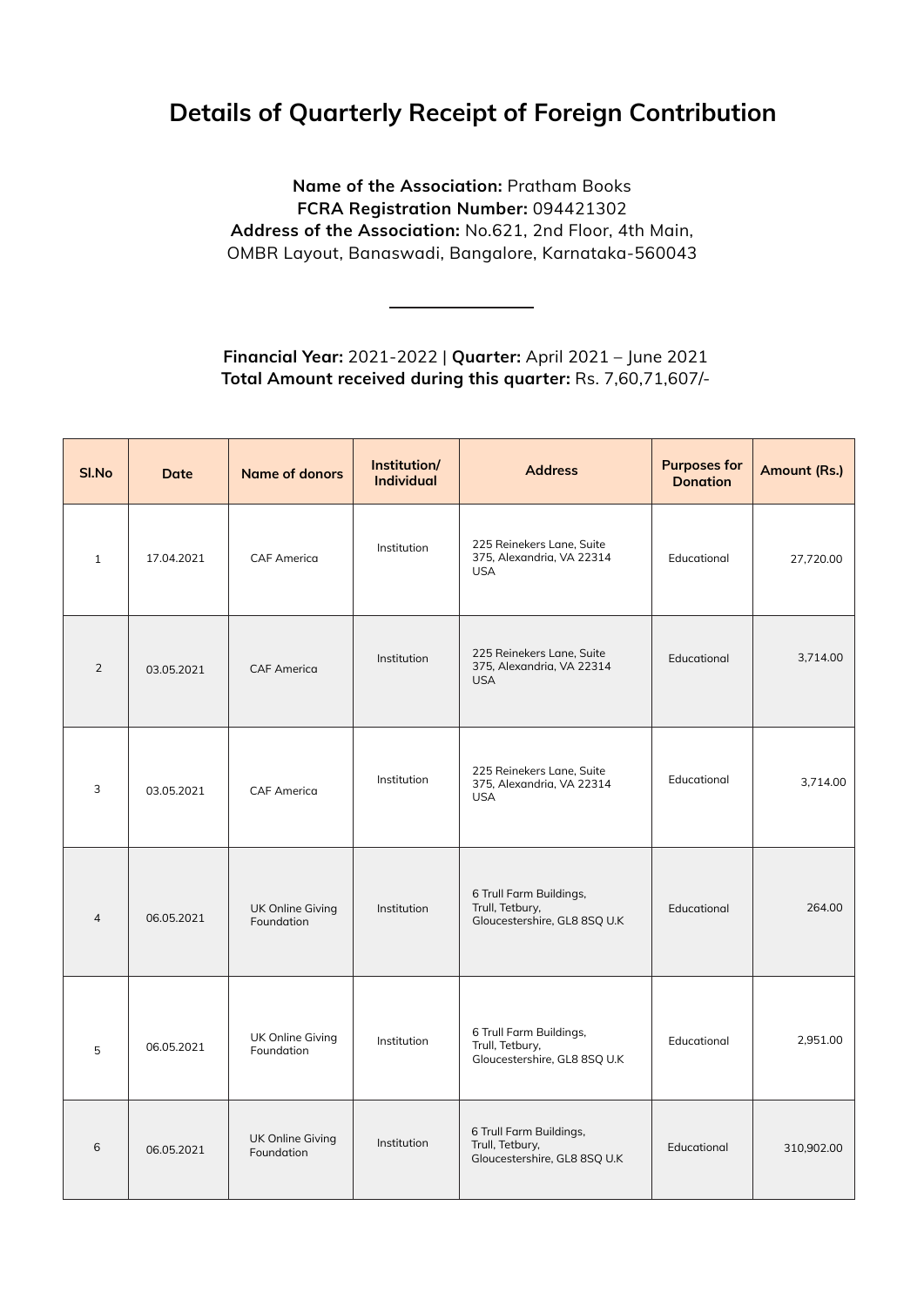# Details of Quarterly Receipt of Foreign Contribution

**Name of the Association:** Pratham Books
**FCRA Registration Number:** 094421302
**Address of the Association:** No.621, 2nd Floor, 4th Main, OMBR Layout, Banaswadi, Bangalore, Karnataka-560043

---

**Financial Year:** 2021-2022 | **Quarter:** April 2021 – June 2021
**Total Amount received during this quarter:** Rs. 7,60,71,607/-

| Sl.No | Date | Name of donors | Institution/ Individual | Address | Purposes for Donation | Amount (Rs.) |
|---|---|---|---|---|---|---|
| 1 | 17.04.2021 | CAF America | Institution | 225 Reinekers Lane, Suite 375, Alexandria, VA 22314 USA | Educational | 27,720.00 |
| 2 | 03.05.2021 | CAF America | Institution | 225 Reinekers Lane, Suite 375, Alexandria, VA 22314 USA | Educational | 3,714.00 |
| 3 | 03.05.2021 | CAF America | Institution | 225 Reinekers Lane, Suite 375, Alexandria, VA 22314 USA | Educational | 3,714.00 |
| 4 | 06.05.2021 | UK Online Giving Foundation | Institution | 6 Trull Farm Buildings, Trull, Tetbury, Gloucestershire, GL8 8SQ U.K | Educational | 264.00 |
| 5 | 06.05.2021 | UK Online Giving Foundation | Institution | 6 Trull Farm Buildings, Trull, Tetbury, Gloucestershire, GL8 8SQ U.K | Educational | 2,951.00 |
| 6 | 06.05.2021 | UK Online Giving Foundation | Institution | 6 Trull Farm Buildings, Trull, Tetbury, Gloucestershire, GL8 8SQ U.K | Educational | 310,902.00 |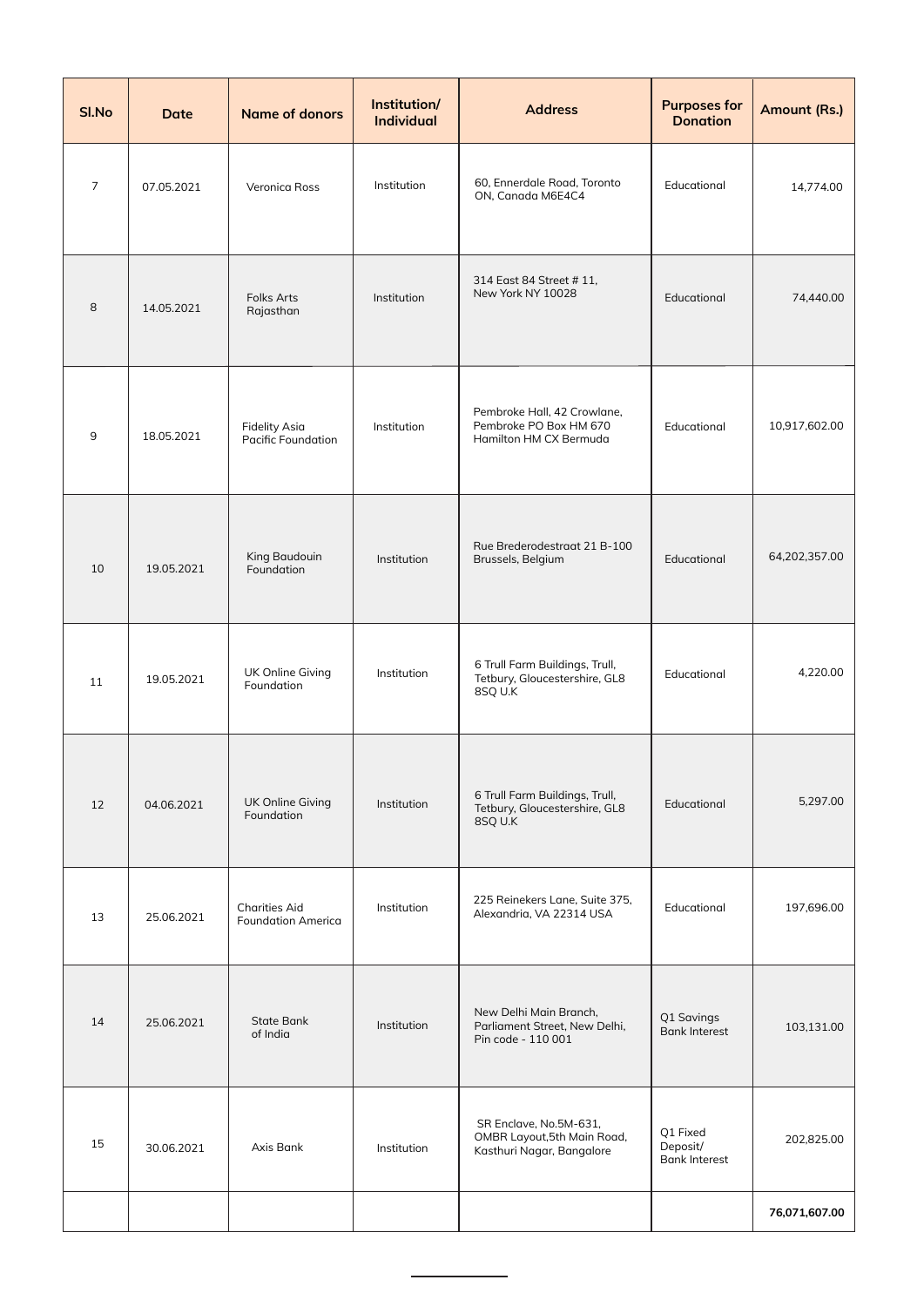| Sl.No | Date | Name of donors | Institution/ Individual | Address | Purposes for Donation | Amount (Rs.) |
|---|---|---|---|---|---|---|
| 7 | 07.05.2021 | Veronica Ross | Institution | 60, Ennerdale Road, Toronto ON, Canada M6E4C4 | Educational | 14,774.00 |
| 8 | 14.05.2021 | Folks Arts Rajasthan | Institution | 314 East 84 Street # 11, New York NY 10028 | Educational | 74,440.00 |
| 9 | 18.05.2021 | Fidelity Asia Pacific Foundation | Institution | Pembroke Hall, 42 Crowlane, Pembroke PO Box HM 670 Hamilton HM CX Bermuda | Educational | 10,917,602.00 |
| 10 | 19.05.2021 | King Baudouin Foundation | Institution | Rue Brederodestraat 21 B-100 Brussels, Belgium | Educational | 64,202,357.00 |
| 11 | 19.05.2021 | UK Online Giving Foundation | Institution | 6 Trull Farm Buildings, Trull, Tetbury, Gloucestershire, GL8 8SQ U.K | Educational | 4,220.00 |
| 12 | 04.06.2021 | UK Online Giving Foundation | Institution | 6 Trull Farm Buildings, Trull, Tetbury, Gloucestershire, GL8 8SQ U.K | Educational | 5,297.00 |
| 13 | 25.06.2021 | Charities Aid Foundation America | Institution | 225 Reinekers Lane, Suite 375, Alexandria, VA 22314 USA | Educational | 197,696.00 |
| 14 | 25.06.2021 | State Bank of India | Institution | New Delhi Main Branch, Parliament Street, New Delhi, Pin code - 110 001 | Q1 Savings Bank Interest | 103,131.00 |
| 15 | 30.06.2021 | Axis Bank | Institution | SR Enclave, No.5M-631, OMBR Layout,5th Main Road, Kasthuri Nagar, Bangalore | Q1 Fixed Deposit/ Bank Interest | 202,825.00 |
| | | | | | | **76,071,607.00** |